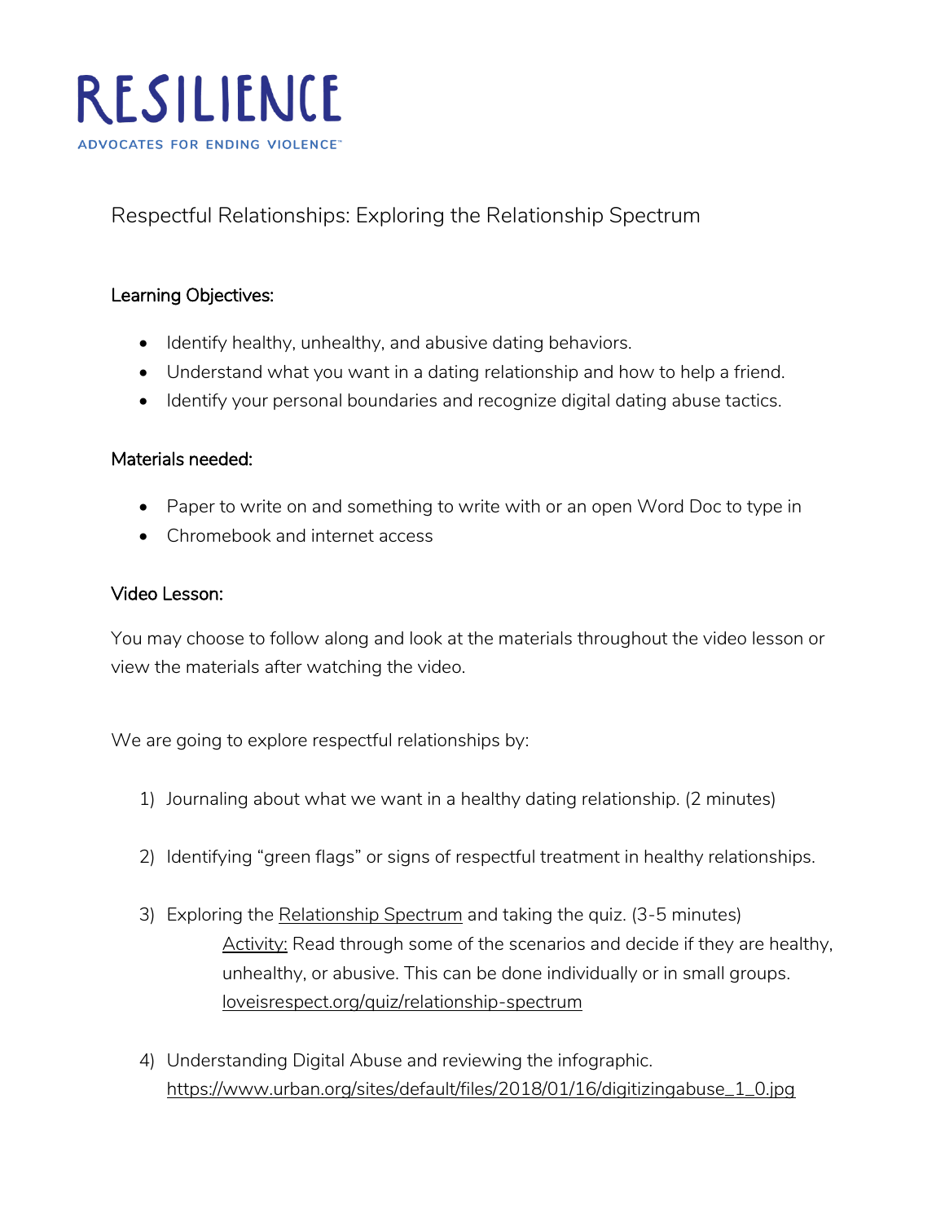# RESILIENCE

ADVOCATES FOR ENDING VIOLENCE™

## Respectful Relationships: Exploring the Relationship Spectrum

### Learning Objectives:

- Identify healthy, unhealthy, and abusive dating behaviors.
- Understand what you want in a dating relationship and how to help a friend.
- Identify your personal boundaries and recognize digital dating abuse tactics.

### Materials needed:

- Paper to write on and something to write with or an open Word Doc to type in
- Chromebook and internet access

### Video Lesson:

You may choose to follow along and look at the materials throughout the video lesson or view the materials after watching the video.

We are going to explore respectful relationships by:

1) Journaling about what we want in a healthy dating relationship. (2 minutes)

2) Identifying "green flags" or signs of respectful treatment in healthy relationships.

3) Exploring the Relationship Spectrum and taking the quiz. (3-5 minutes)
   Activity: Read through some of the scenarios and decide if they are healthy, unhealthy, or abusive. This can be done individually or in small groups. loveisrespect.org/quiz/relationship-spectrum

4) Understanding Digital Abuse and reviewing the infographic. https://www.urban.org/sites/default/files/2018/01/16/digitizingabuse_1_0.jpg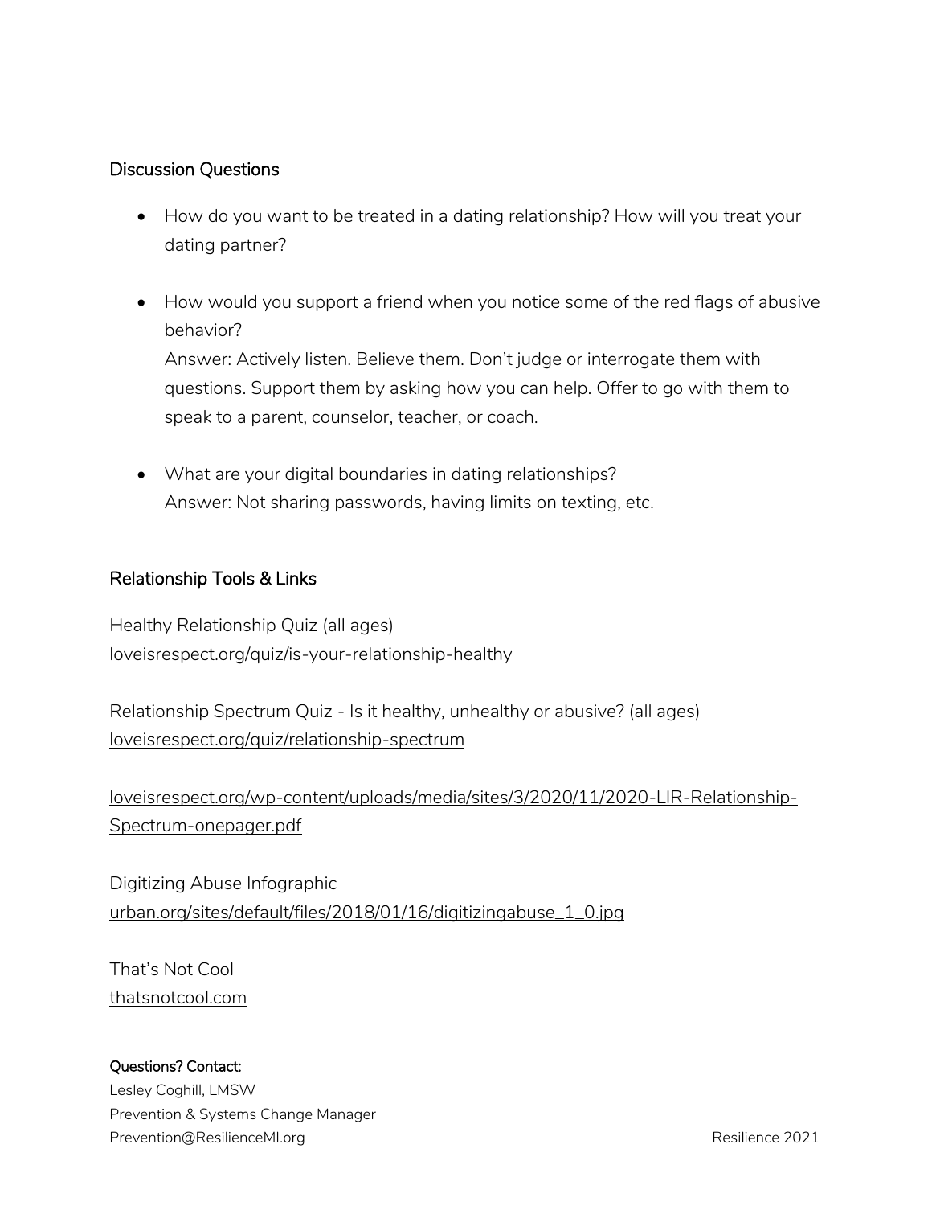## Discussion Questions

- How do you want to be treated in a dating relationship? How will you treat your dating partner?

- How would you support a friend when you notice some of the red flags of abusive behavior?
  Answer: Actively listen. Believe them. Don't judge or interrogate them with questions. Support them by asking how you can help. Offer to go with them to speak to a parent, counselor, teacher, or coach.

- What are your digital boundaries in dating relationships?
  Answer: Not sharing passwords, having limits on texting, etc.

## Relationship Tools & Links

Healthy Relationship Quiz (all ages)
loveisrespect.org/quiz/is-your-relationship-healthy

Relationship Spectrum Quiz - Is it healthy, unhealthy or abusive? (all ages)
loveisrespect.org/quiz/relationship-spectrum

loveisrespect.org/wp-content/uploads/media/sites/3/2020/11/2020-LIR-Relationship-Spectrum-onepager.pdf

Digitizing Abuse Infographic
urban.org/sites/default/files/2018/01/16/digitizingabuse_1_0.jpg

That's Not Cool
thatsnotcool.com

**Questions? Contact:**
Lesley Coghill, LMSW
Prevention & Systems Change Manager
Prevention@ResilienceMI.org

Resilience 2021